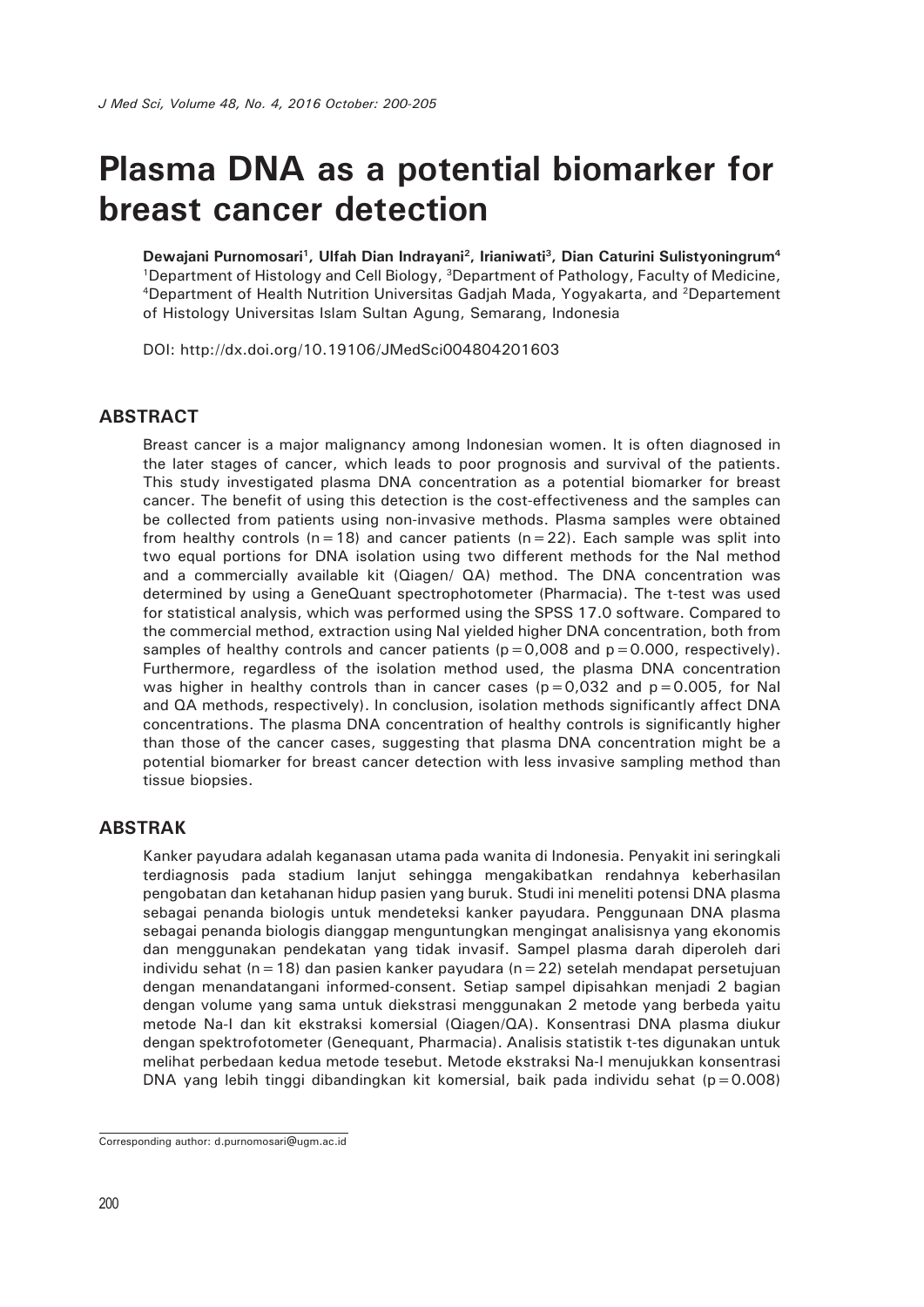# Plasma DNA as a potential biomarker for breast cancer detection

**Dewajani Purnomosari[1], Ulfah Dian Indrayani[2], Irianiwati[3], Dian Caturini Sulistyoningrum[4]**
[1]Department of Histology and Cell Biology, [3]Department of Pathology, Faculty of Medicine, [4]Department of Health Nutrition Universitas Gadjah Mada, Yogyakarta, and [2]Departement of Histology Universitas Islam Sultan Agung, Semarang, Indonesia

DOI: http://dx.doi.org/10.19106/JMedSci004804201603

## ABSTRACT

Breast cancer is a major malignancy among Indonesian women. It is often diagnosed in the later stages of cancer, which leads to poor prognosis and survival of the patients. This study investigated plasma DNA concentration as a potential biomarker for breast cancer. The benefit of using this detection is the cost-effectiveness and the samples can be collected from patients using non-invasive methods. Plasma samples were obtained from healthy controls (n=18) and cancer patients (n=22). Each sample was split into two equal portions for DNA isolation using two different methods for the NaI method and a commercially available kit (Qiagen/ QA) method. The DNA concentration was determined by using a GeneQuant spectrophotometer (Pharmacia). The t-test was used for statistical analysis, which was performed using the SPSS 17.0 software. Compared to the commercial method, extraction using NaI yielded higher DNA concentration, both from samples of healthy controls and cancer patients (p=0,008 and p=0.000, respectively). Furthermore, regardless of the isolation method used, the plasma DNA concentration was higher in healthy controls than in cancer cases (p=0,032 and p=0.005, for NaI and QA methods, respectively). In conclusion, isolation methods significantly affect DNA concentrations. The plasma DNA concentration of healthy controls is significantly higher than those of the cancer cases, suggesting that plasma DNA concentration might be a potential biomarker for breast cancer detection with less invasive sampling method than tissue biopsies.

## ABSTRAK

Kanker payudara adalah keganasan utama pada wanita di Indonesia. Penyakit ini seringkali terdiagnosis pada stadium lanjut sehingga mengakibatkan rendahnya keberhasilan pengobatan dan ketahanan hidup pasien yang buruk. Studi ini meneliti potensi DNA plasma sebagai penanda biologis untuk mendeteksi kanker payudara. Penggunaan DNA plasma sebagai penanda biologis dianggap menguntungkan mengingat analisisnya yang ekonomis dan menggunakan pendekatan yang tidak invasif. Sampel plasma darah diperoleh dari individu sehat (n=18) dan pasien kanker payudara (n=22) setelah mendapat persetujuan dengan menandatangani informed-consent. Setiap sampel dipisahkan menjadi 2 bagian dengan volume yang sama untuk diekstrasi menggunakan 2 metode yang berbeda yaitu metode Na-I dan kit ekstraksi komersial (Qiagen/QA). Konsentrasi DNA plasma diukur dengan spektrofotometer (Genequant, Pharmacia). Analisis statistik t-tes digunakan untuk melihat perbedaan kedua metode tesebut. Metode ekstraksi Na-I menujukkan konsentrasi DNA yang lebih tinggi dibandingkan kit komersial, baik pada individu sehat (p=0.008)

Corresponding author: d.purnomosari@ugm.ac.id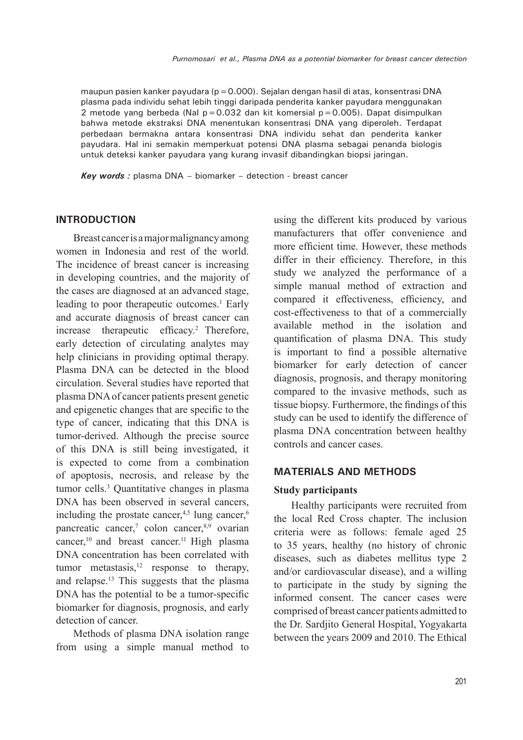maupun pasien kanker payudara (p = 0.000). Sejalan dengan hasil di atas, konsentrasi DNA plasma pada individu sehat lebih tinggi daripada penderita kanker payudara menggunakan 2 metode yang berbeda (NaI p = 0.032 dan kit komersial p = 0.005). Dapat disimpulkan bahwa metode ekstraksi DNA menentukan konsentrasi DNA yang diperoleh. Terdapat perbedaan bermakna antara konsentrasi DNA individu sehat dan penderita kanker payudara. Hal ini semakin memperkuat potensi DNA plasma sebagai penanda biologis untuk deteksi kanker payudara yang kurang invasif dibandingkan biopsi jaringan.

***Key words :*** plasma DNA – biomarker – detection - breast cancer

## INTRODUCTION

Breast cancer is a major malignancy among women in Indonesia and rest of the world. The incidence of breast cancer is increasing in developing countries, and the majority of the cases are diagnosed at an advanced stage, leading to poor therapeutic outcomes.[1] Early and accurate diagnosis of breast cancer can increase therapeutic efficacy.[2] Therefore, early detection of circulating analytes may help clinicians in providing optimal therapy. Plasma DNA can be detected in the blood circulation. Several studies have reported that plasma DNA of cancer patients present genetic and epigenetic changes that are specific to the type of cancer, indicating that this DNA is tumor-derived. Although the precise source of this DNA is still being investigated, it is expected to come from a combination of apoptosis, necrosis, and release by the tumor cells.[3] Quantitative changes in plasma DNA has been observed in several cancers, including the prostate cancer,[4,5] lung cancer,[6] pancreatic cancer,[7] colon cancer,[8,9] ovarian cancer,[10] and breast cancer.[11] High plasma DNA concentration has been correlated with tumor metastasis,[12] response to therapy, and relapse.[13] This suggests that the plasma DNA has the potential to be a tumor-specific biomarker for diagnosis, prognosis, and early detection of cancer.

Methods of plasma DNA isolation range from using a simple manual method to using the different kits produced by various manufacturers that offer convenience and more efficient time. However, these methods differ in their efficiency. Therefore, in this study we analyzed the performance of a simple manual method of extraction and compared it effectiveness, efficiency, and cost-effectiveness to that of a commercially available method in the isolation and quantification of plasma DNA. This study is important to find a possible alternative biomarker for early detection of cancer diagnosis, prognosis, and therapy monitoring compared to the invasive methods, such as tissue biopsy. Furthermore, the findings of this study can be used to identify the difference of plasma DNA concentration between healthy controls and cancer cases.

## MATERIALS AND METHODS

### Study participants

Healthy participants were recruited from the local Red Cross chapter. The inclusion criteria were as follows: female aged 25 to 35 years, healthy (no history of chronic diseases, such as diabetes mellitus type 2 and/or cardiovascular disease), and a willing to participate in the study by signing the informed consent. The cancer cases were comprised of breast cancer patients admitted to the Dr. Sardjito General Hospital, Yogyakarta between the years 2009 and 2010. The Ethical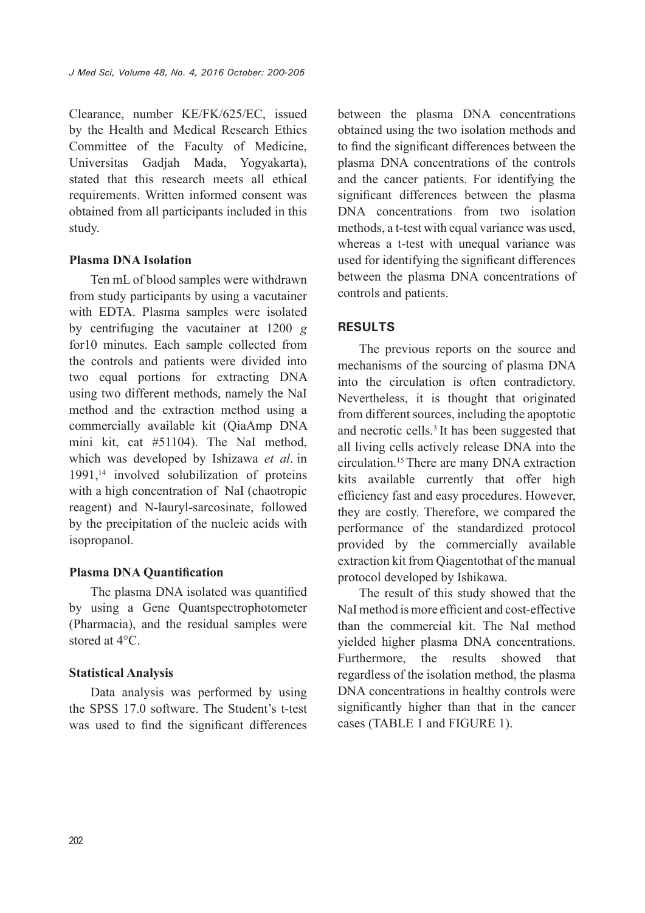Clearance, number KE/FK/625/EC, issued by the Health and Medical Research Ethics Committee of the Faculty of Medicine, Universitas Gadjah Mada, Yogyakarta), stated that this research meets all ethical requirements. Written informed consent was obtained from all participants included in this study.

### Plasma DNA Isolation

Ten mL of blood samples were withdrawn from study participants by using a vacutainer with EDTA. Plasma samples were isolated by centrifuging the vacutainer at 1200 *g* for10 minutes. Each sample collected from the controls and patients were divided into two equal portions for extracting DNA using two different methods, namely the NaI method and the extraction method using a commercially available kit (QiaAmp DNA mini kit, cat #51104). The NaI method, which was developed by Ishizawa *et al*. in 1991,[14] involved solubilization of proteins with a high concentration of NaI (chaotropic reagent) and N-lauryl-sarcosinate, followed by the precipitation of the nucleic acids with isopropanol.

### Plasma DNA Quantification

The plasma DNA isolated was quantified by using a Gene Quantspectrophotometer (Pharmacia), and the residual samples were stored at 4°C.

### Statistical Analysis

Data analysis was performed by using the SPSS 17.0 software. The Student's t-test was used to find the significant differences between the plasma DNA concentrations obtained using the two isolation methods and to find the significant differences between the plasma DNA concentrations of the controls and the cancer patients. For identifying the significant differences between the plasma DNA concentrations from two isolation methods, a t-test with equal variance was used, whereas a t-test with unequal variance was used for identifying the significant differences between the plasma DNA concentrations of controls and patients.

## RESULTS

The previous reports on the source and mechanisms of the sourcing of plasma DNA into the circulation is often contradictory. Nevertheless, it is thought that originated from different sources, including the apoptotic and necrotic cells.[3] It has been suggested that all living cells actively release DNA into the circulation.[15] There are many DNA extraction kits available currently that offer high efficiency fast and easy procedures. However, they are costly. Therefore, we compared the performance of the standardized protocol provided by the commercially available extraction kit from Qiagentothat of the manual protocol developed by Ishikawa.

The result of this study showed that the NaI method is more efficient and cost-effective than the commercial kit. The NaI method yielded higher plasma DNA concentrations. Furthermore, the results showed that regardless of the isolation method, the plasma DNA concentrations in healthy controls were significantly higher than that in the cancer cases (TABLE 1 and FIGURE 1).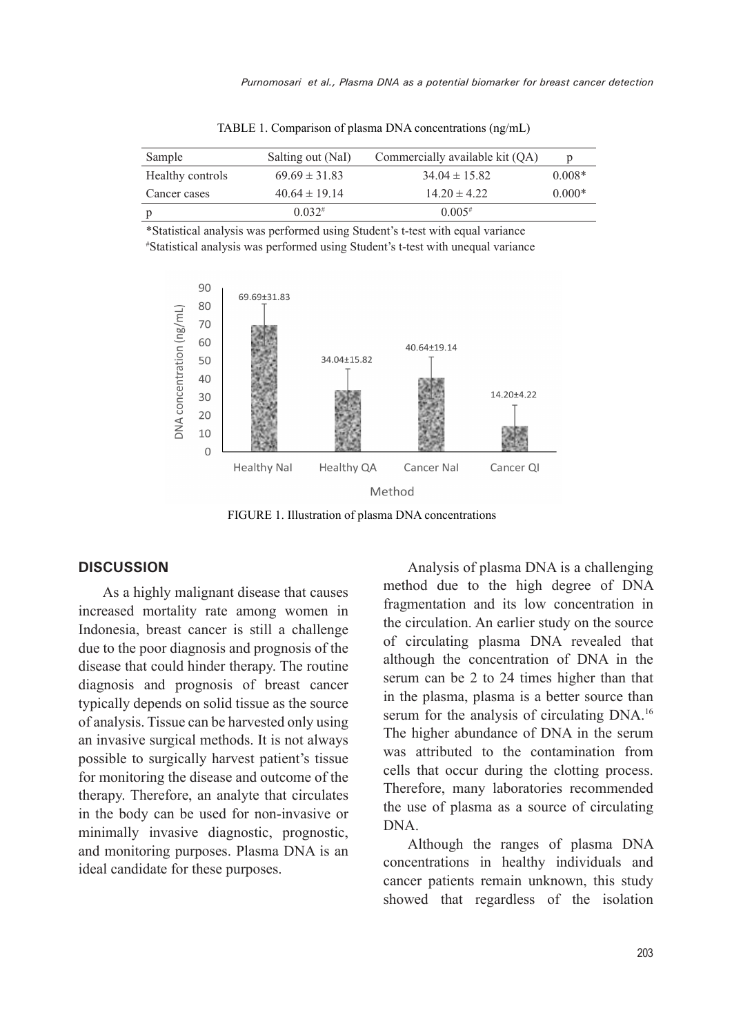TABLE 1. Comparison of plasma DNA concentrations (ng/mL)

| Sample | Salting out (NaI) | Commercially available kit (QA) | p |
|---|---|---|---|
| Healthy controls | 69.69 ± 31.83 | 34.04 ± 15.82 | 0.008* |
| Cancer cases | 40.64 ± 19.14 | 14.20 ± 4.22 | 0.000* |
| p | 0.032# | 0.005# | |

*Statistical analysis was performed using Student's t-test with equal variance
#Statistical analysis was performed using Student's t-test with unequal variance

FIGURE 1. Illustration of plasma DNA concentrations

## DISCUSSION

As a highly malignant disease that causes increased mortality rate among women in Indonesia, breast cancer is still a challenge due to the poor diagnosis and prognosis of the disease that could hinder therapy. The routine diagnosis and prognosis of breast cancer typically depends on solid tissue as the source of analysis. Tissue can be harvested only using an invasive surgical methods. It is not always possible to surgically harvest patient's tissue for monitoring the disease and outcome of the therapy. Therefore, an analyte that circulates in the body can be used for non-invasive or minimally invasive diagnostic, prognostic, and monitoring purposes. Plasma DNA is an ideal candidate for these purposes.

Analysis of plasma DNA is a challenging method due to the high degree of DNA fragmentation and its low concentration in the circulation. An earlier study on the source of circulating plasma DNA revealed that although the concentration of DNA in the serum can be 2 to 24 times higher than that in the plasma, plasma is a better source than serum for the analysis of circulating DNA.[16] The higher abundance of DNA in the serum was attributed to the contamination from cells that occur during the clotting process. Therefore, many laboratories recommended the use of plasma as a source of circulating DNA.

Although the ranges of plasma DNA concentrations in healthy individuals and cancer patients remain unknown, this study showed that regardless of the isolation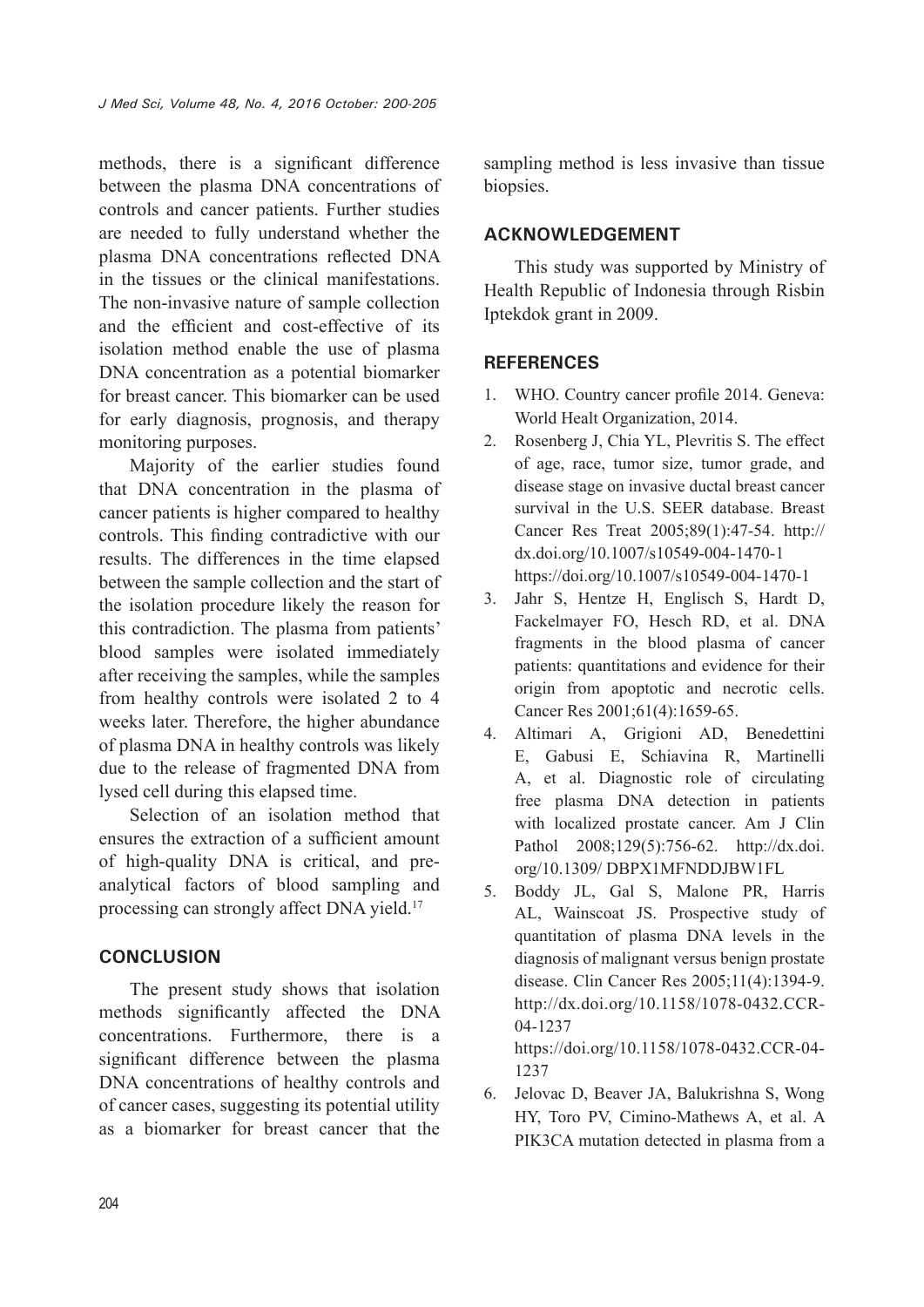methods, there is a significant difference between the plasma DNA concentrations of controls and cancer patients. Further studies are needed to fully understand whether the plasma DNA concentrations reflected DNA in the tissues or the clinical manifestations. The non-invasive nature of sample collection and the efficient and cost-effective of its isolation method enable the use of plasma DNA concentration as a potential biomarker for breast cancer. This biomarker can be used for early diagnosis, prognosis, and therapy monitoring purposes.

Majority of the earlier studies found that DNA concentration in the plasma of cancer patients is higher compared to healthy controls. This finding contradictive with our results. The differences in the time elapsed between the sample collection and the start of the isolation procedure likely the reason for this contradiction. The plasma from patients' blood samples were isolated immediately after receiving the samples, while the samples from healthy controls were isolated 2 to 4 weeks later. Therefore, the higher abundance of plasma DNA in healthy controls was likely due to the release of fragmented DNA from lysed cell during this elapsed time.

Selection of an isolation method that ensures the extraction of a sufficient amount of high-quality DNA is critical, and pre-analytical factors of blood sampling and processing can strongly affect DNA yield.[17]

## CONCLUSION

The present study shows that isolation methods significantly affected the DNA concentrations. Furthermore, there is a significant difference between the plasma DNA concentrations of healthy controls and of cancer cases, suggesting its potential utility as a biomarker for breast cancer that the sampling method is less invasive than tissue biopsies.

## ACKNOWLEDGEMENT

This study was supported by Ministry of Health Republic of Indonesia through Risbin Iptekdok grant in 2009.

## REFERENCES

1. WHO. Country cancer profile 2014. Geneva: World Healt Organization, 2014.
2. Rosenberg J, Chia YL, Plevritis S. The effect of age, race, tumor size, tumor grade, and disease stage on invasive ductal breast cancer survival in the U.S. SEER database. Breast Cancer Res Treat 2005;89(1):47-54. http://dx.doi.org/10.1007/s10549-004-1470-1 https://doi.org/10.1007/s10549-004-1470-1
3. Jahr S, Hentze H, Englisch S, Hardt D, Fackelmayer FO, Hesch RD, et al. DNA fragments in the blood plasma of cancer patients: quantitations and evidence for their origin from apoptotic and necrotic cells. Cancer Res 2001;61(4):1659-65.
4. Altimari A, Grigioni AD, Benedettini E, Gabusi E, Schiavina R, Martinelli A, et al. Diagnostic role of circulating free plasma DNA detection in patients with localized prostate cancer. Am J Clin Pathol 2008;129(5):756-62. http://dx.doi.org/10.1309/ DBPX1MFNDDJBW1FL
5. Boddy JL, Gal S, Malone PR, Harris AL, Wainscoat JS. Prospective study of quantitation of plasma DNA levels in the diagnosis of malignant versus benign prostate disease. Clin Cancer Res 2005;11(4):1394-9. http://dx.doi.org/10.1158/1078-0432.CCR-04-1237 https://doi.org/10.1158/1078-0432.CCR-04-1237
6. Jelovac D, Beaver JA, Balukrishna S, Wong HY, Toro PV, Cimino-Mathews A, et al. A PIK3CA mutation detected in plasma from a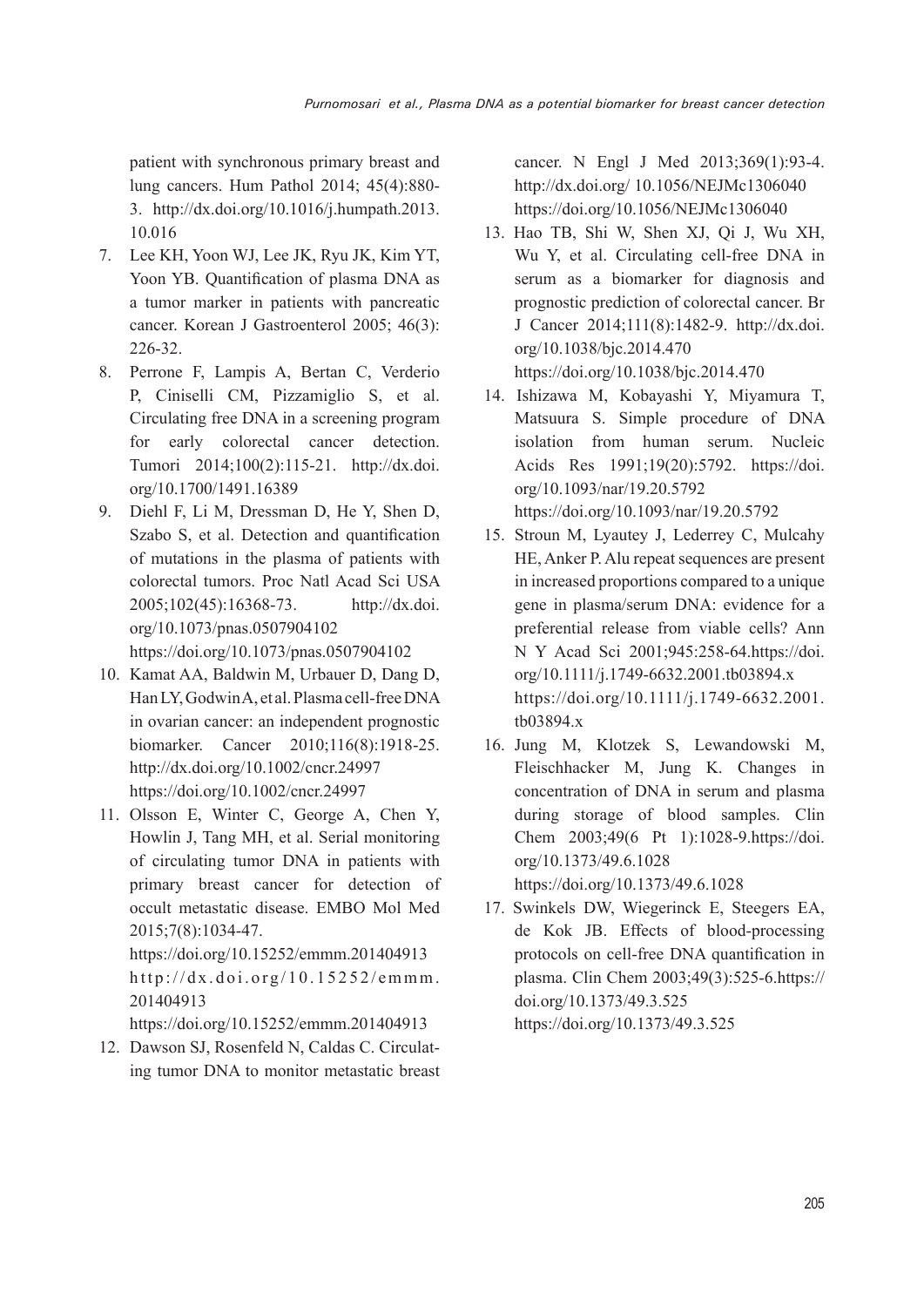patient with synchronous primary breast and lung cancers. Hum Pathol 2014; 45(4):880-3. http://dx.doi.org/10.1016/j.humpath.2013.10.016

7. Lee KH, Yoon WJ, Lee JK, Ryu JK, Kim YT, Yoon YB. Quantification of plasma DNA as a tumor marker in patients with pancreatic cancer. Korean J Gastroenterol 2005; 46(3): 226-32.
8. Perrone F, Lampis A, Bertan C, Verderio P, Ciniselli CM, Pizzamiglio S, et al. Circulating free DNA in a screening program for early colorectal cancer detection. Tumori 2014;100(2):115-21. http://dx.doi.org/10.1700/1491.16389
9. Diehl F, Li M, Dressman D, He Y, Shen D, Szabo S, et al. Detection and quantification of mutations in the plasma of patients with colorectal tumors. Proc Natl Acad Sci USA 2005;102(45):16368-73. http://dx.doi.org/10.1073/pnas.0507904102 https://doi.org/10.1073/pnas.0507904102
10. Kamat AA, Baldwin M, Urbauer D, Dang D, Han LY, Godwin A, et al. Plasma cell-free DNA in ovarian cancer: an independent prognostic biomarker. Cancer 2010;116(8):1918-25. http://dx.doi.org/10.1002/cncr.24997 https://doi.org/10.1002/cncr.24997
11. Olsson E, Winter C, George A, Chen Y, Howlin J, Tang MH, et al. Serial monitoring of circulating tumor DNA in patients with primary breast cancer for detection of occult metastatic disease. EMBO Mol Med 2015;7(8):1034-47. https://doi.org/10.15252/emmm.201404913 http://dx.doi.org/10.15252/emmm.201404913 https://doi.org/10.15252/emmm.201404913
12. Dawson SJ, Rosenfeld N, Caldas C. Circulating tumor DNA to monitor metastatic breast cancer. N Engl J Med 2013;369(1):93-4. http://dx.doi.org/ 10.1056/NEJMc1306040 https://doi.org/10.1056/NEJMc1306040
13. Hao TB, Shi W, Shen XJ, Qi J, Wu XH, Wu Y, et al. Circulating cell-free DNA in serum as a biomarker for diagnosis and prognostic prediction of colorectal cancer. Br J Cancer 2014;111(8):1482-9. http://dx.doi.org/10.1038/bjc.2014.470 https://doi.org/10.1038/bjc.2014.470
14. Ishizawa M, Kobayashi Y, Miyamura T, Matsuura S. Simple procedure of DNA isolation from human serum. Nucleic Acids Res 1991;19(20):5792. https://doi.org/10.1093/nar/19.20.5792 https://doi.org/10.1093/nar/19.20.5792
15. Stroun M, Lyautey J, Lederrey C, Mulcahy HE, Anker P. Alu repeat sequences are present in increased proportions compared to a unique gene in plasma/serum DNA: evidence for a preferential release from viable cells? Ann N Y Acad Sci 2001;945:258-64.https://doi.org/10.1111/j.1749-6632.2001.tb03894.x https://doi.org/10.1111/j.1749-6632.2001.tb03894.x
16. Jung M, Klotzek S, Lewandowski M, Fleischhacker M, Jung K. Changes in concentration of DNA in serum and plasma during storage of blood samples. Clin Chem 2003;49(6 Pt 1):1028-9.https://doi.org/10.1373/49.6.1028 https://doi.org/10.1373/49.6.1028
17. Swinkels DW, Wiegerinck E, Steegers EA, de Kok JB. Effects of blood-processing protocols on cell-free DNA quantification in plasma. Clin Chem 2003;49(3):525-6.https://doi.org/10.1373/49.3.525 https://doi.org/10.1373/49.3.525